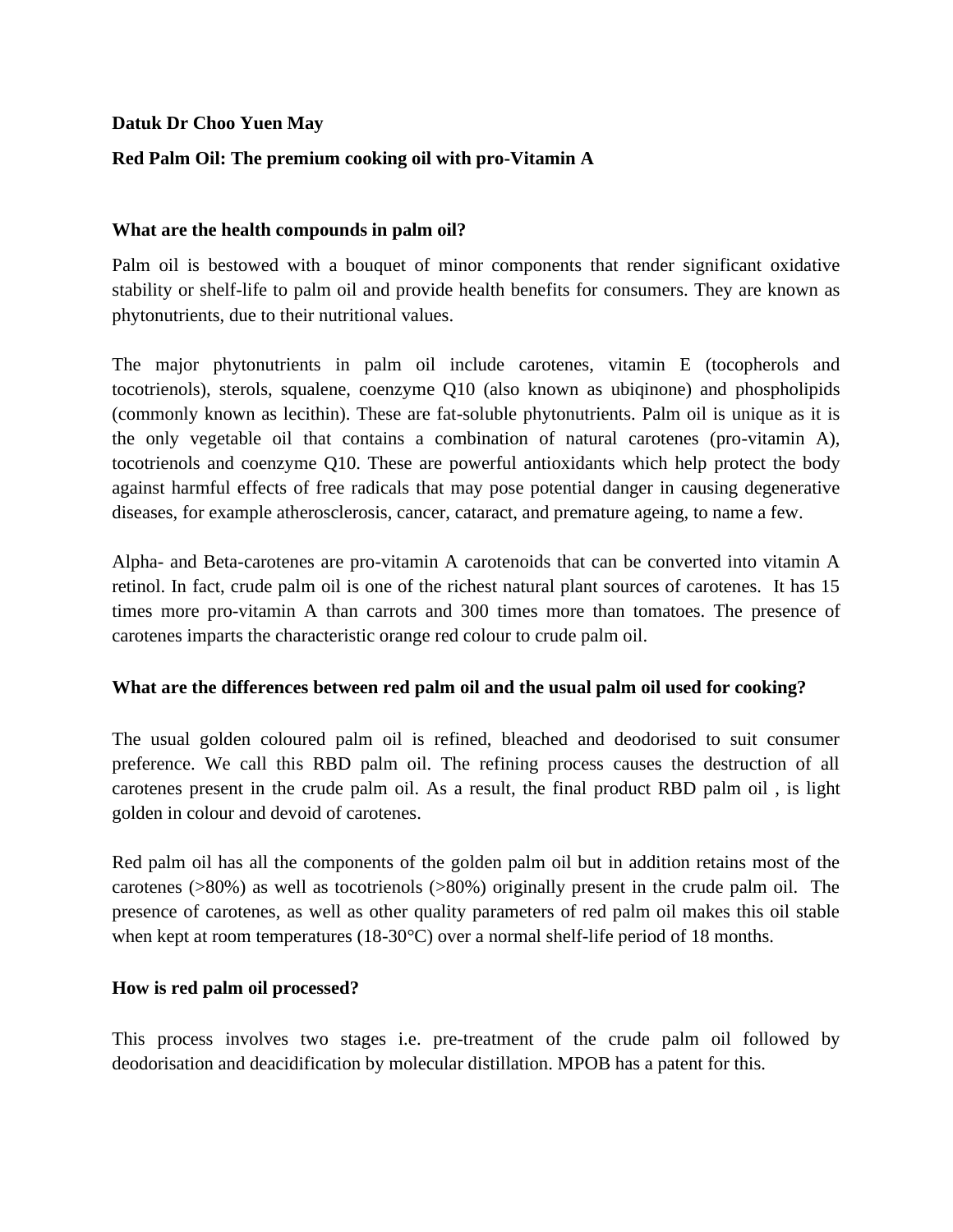**Datuk Dr Choo Yuen May**

**Red Palm Oil: The premium cooking oil with pro-Vitamin A**

**What are the health compounds in palm oil?**

Palm oil is bestowed with a bouquet of minor components that render significant oxidative stability or shelf-life to palm oil and provide health benefits for consumers. They are known as phytonutrients, due to their nutritional values.

The major phytonutrients in palm oil include carotenes, vitamin E (tocopherols and tocotrienols), sterols, squalene, coenzyme Q10 (also known as ubiqinone) and phospholipids (commonly known as lecithin). These are fat-soluble phytonutrients. Palm oil is unique as it is the only vegetable oil that contains a combination of natural carotenes (pro-vitamin A), tocotrienols and coenzyme Q10. These are powerful antioxidants which help protect the body against harmful effects of free radicals that may pose potential danger in causing degenerative diseases, for example atherosclerosis, cancer, cataract, and premature ageing, to name a few.

Alpha- and Beta-carotenes are pro-vitamin A carotenoids that can be converted into vitamin A retinol. In fact, crude palm oil is one of the richest natural plant sources of carotenes. It has 15 times more pro-vitamin A than carrots and 300 times more than tomatoes. The presence of carotenes imparts the characteristic orange red colour to crude palm oil.

**What are the differences between red palm oil and the usual palm oil used for cooking?**

The usual golden coloured palm oil is refined, bleached and deodorised to suit consumer preference. We call this RBD palm oil. The refining process causes the destruction of all carotenes present in the crude palm oil. As a result, the final product RBD palm oil , is light golden in colour and devoid of carotenes.

Red palm oil has all the components of the golden palm oil but in addition retains most of the carotenes (>80%) as well as tocotrienols (>80%) originally present in the crude palm oil. The presence of carotenes, as well as other quality parameters of red palm oil makes this oil stable when kept at room temperatures (18-30°C) over a normal shelf-life period of 18 months.

**How is red palm oil processed?**

This process involves two stages i.e. pre-treatment of the crude palm oil followed by deodorisation and deacidification by molecular distillation. MPOB has a patent for this.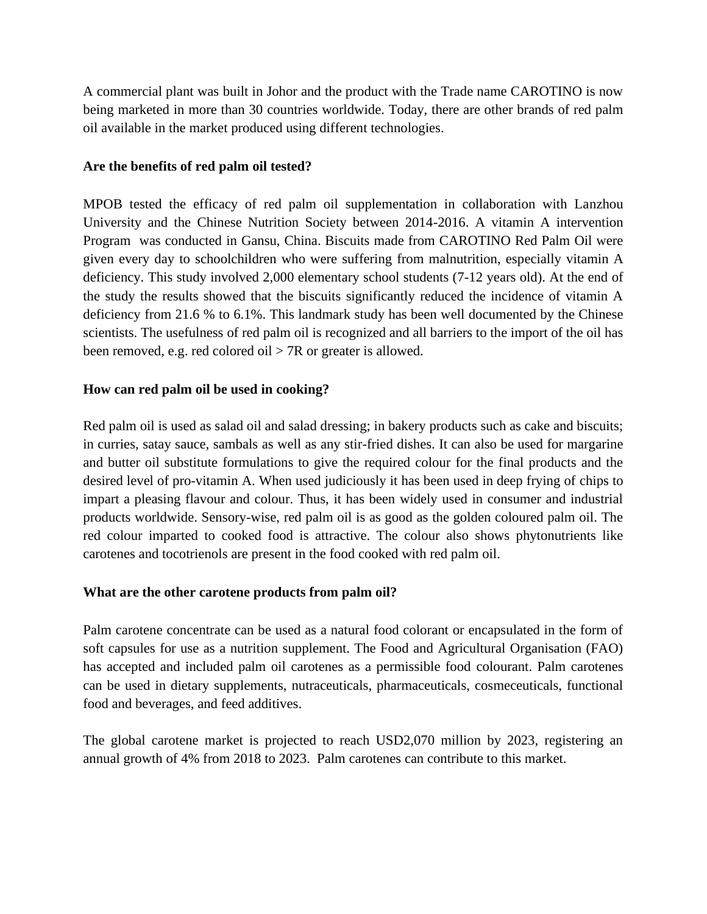A commercial plant was built in Johor and the product with the Trade name CAROTINO is now being marketed in more than 30 countries worldwide. Today, there are other brands of red palm oil available in the market produced using different technologies.

**Are the benefits of red palm oil tested?**

MPOB tested the efficacy of red palm oil supplementation in collaboration with Lanzhou University and the Chinese Nutrition Society between 2014-2016. A vitamin A intervention Program was conducted in Gansu, China. Biscuits made from CAROTINO Red Palm Oil were given every day to schoolchildren who were suffering from malnutrition, especially vitamin A deficiency. This study involved 2,000 elementary school students (7-12 years old). At the end of the study the results showed that the biscuits significantly reduced the incidence of vitamin A deficiency from 21.6 % to 6.1%. This landmark study has been well documented by the Chinese scientists. The usefulness of red palm oil is recognized and all barriers to the import of the oil has been removed, e.g. red colored oil > 7R or greater is allowed.

**How can red palm oil be used in cooking?**

Red palm oil is used as salad oil and salad dressing; in bakery products such as cake and biscuits; in curries, satay sauce, sambals as well as any stir-fried dishes. It can also be used for margarine and butter oil substitute formulations to give the required colour for the final products and the desired level of pro-vitamin A. When used judiciously it has been used in deep frying of chips to impart a pleasing flavour and colour. Thus, it has been widely used in consumer and industrial products worldwide. Sensory-wise, red palm oil is as good as the golden coloured palm oil. The red colour imparted to cooked food is attractive. The colour also shows phytonutrients like carotenes and tocotrienols are present in the food cooked with red palm oil.

**What are the other carotene products from palm oil?**

Palm carotene concentrate can be used as a natural food colorant or encapsulated in the form of soft capsules for use as a nutrition supplement. The Food and Agricultural Organisation (FAO) has accepted and included palm oil carotenes as a permissible food colourant. Palm carotenes can be used in dietary supplements, nutraceuticals, pharmaceuticals, cosmeceuticals, functional food and beverages, and feed additives.

The global carotene market is projected to reach USD2,070 million by 2023, registering an annual growth of 4% from 2018 to 2023. Palm carotenes can contribute to this market.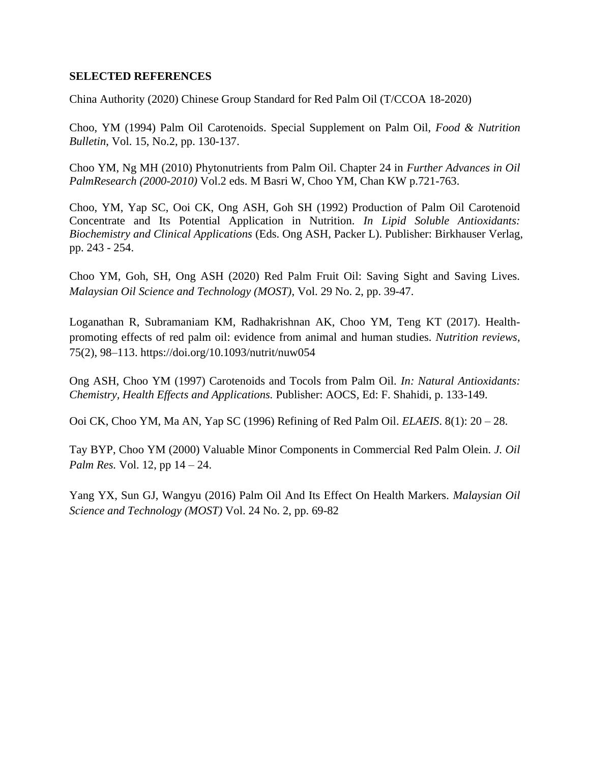**SELECTED REFERENCES**

China Authority (2020) Chinese Group Standard for Red Palm Oil (T/CCOA 18-2020)

Choo, YM (1994) Palm Oil Carotenoids. Special Supplement on Palm Oil, *Food & Nutrition Bulletin*, Vol. 15, No.2, pp. 130-137.

Choo YM, Ng MH (2010) Phytonutrients from Palm Oil. Chapter 24 in *Further Advances in Oil PalmResearch (2000-2010)* Vol.2 eds. M Basri W, Choo YM, Chan KW p.721-763.

Choo, YM, Yap SC, Ooi CK, Ong ASH, Goh SH (1992) Production of Palm Oil Carotenoid Concentrate and Its Potential Application in Nutrition. *In Lipid Soluble Antioxidants: Biochemistry and Clinical Applications* (Eds. Ong ASH, Packer L). Publisher: Birkhauser Verlag, pp. 243 - 254.

Choo YM, Goh, SH, Ong ASH (2020) Red Palm Fruit Oil: Saving Sight and Saving Lives. *Malaysian Oil Science and Technology (MOST)*, Vol. 29 No. 2, pp. 39-47.

Loganathan R, Subramaniam KM, Radhakrishnan AK, Choo YM, Teng KT (2017). Health-promoting effects of red palm oil: evidence from animal and human studies. *Nutrition reviews*, 75(2), 98–113. https://doi.org/10.1093/nutrit/nuw054

Ong ASH, Choo YM (1997) Carotenoids and Tocols from Palm Oil. *In: Natural Antioxidants: Chemistry, Health Effects and Applications.* Publisher: AOCS, Ed: F. Shahidi, p. 133-149.

Ooi CK, Choo YM, Ma AN, Yap SC (1996) Refining of Red Palm Oil. *ELAEIS*. 8(1): 20 – 28.

Tay BYP, Choo YM (2000) Valuable Minor Components in Commercial Red Palm Olein. *J. Oil Palm Res.* Vol. 12, pp 14 – 24.

Yang YX, Sun GJ, Wangyu (2016) Palm Oil And Its Effect On Health Markers. *Malaysian Oil Science and Technology (MOST)* Vol. 24 No. 2, pp. 69-82